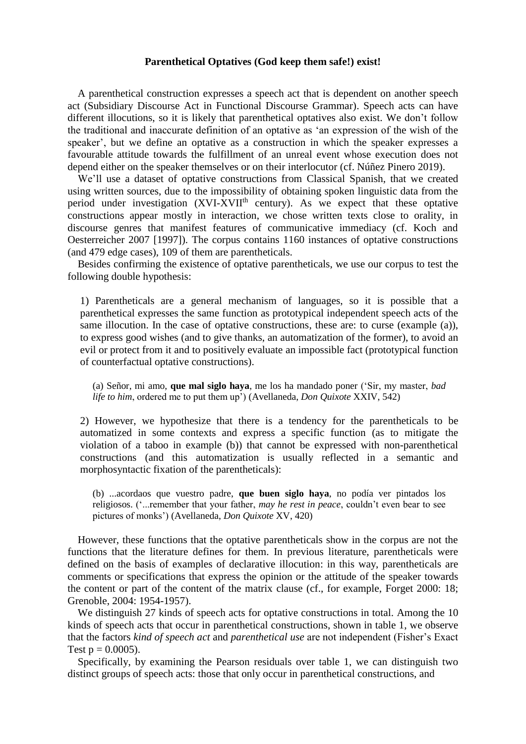**Parenthetical Optatives (God keep them safe!) exist!**

A parenthetical construction expresses a speech act that is dependent on another speech act (Subsidiary Discourse Act in Functional Discourse Grammar). Speech acts can have different illocutions, so it is likely that parenthetical optatives also exist. We don't follow the traditional and inaccurate definition of an optative as 'an expression of the wish of the speaker', but we define an optative as a construction in which the speaker expresses a favourable attitude towards the fulfillment of an unreal event whose execution does not depend either on the speaker themselves or on their interlocutor (cf. Núñez Pinero 2019).

We'll use a dataset of optative constructions from Classical Spanish, that we created using written sources, due to the impossibility of obtaining spoken linguistic data from the period under investigation (XVI-XVII^th century). As we expect that these optative constructions appear mostly in interaction, we chose written texts close to orality, in discourse genres that manifest features of communicative immediacy (cf. Koch and Oesterreicher 2007 [1997]). The corpus contains 1160 instances of optative constructions (and 479 edge cases), 109 of them are parentheticals.

Besides confirming the existence of optative parentheticals, we use our corpus to test the following double hypothesis:

> 1) Parentheticals are a general mechanism of languages, so it is possible that a parenthetical expresses the same function as prototypical independent speech acts of the same illocution. In the case of optative constructions, these are: to curse (example (a)), to express good wishes (and to give thanks, an automatization of the former), to avoid an evil or protect from it and to positively evaluate an impossible fact (prototypical function of counterfactual optative constructions).
>
> > (a) Señor, mi amo, **que mal siglo haya**, me los ha mandado poner ('Sir, my master, *bad life to him*, ordered me to put them up') (Avellaneda, *Don Quixote* XXIV, 542)
>
> 2) However, we hypothesize that there is a tendency for the parentheticals to be automatized in some contexts and express a specific function (as to mitigate the violation of a taboo in example (b)) that cannot be expressed with non-parenthetical constructions (and this automatization is usually reflected in a semantic and morphosyntactic fixation of the parentheticals):
>
> > (b) ...acordaos que vuestro padre, **que buen siglo haya**, no podía ver pintados los religiosos. ('...remember that your father, *may he rest in peace*, couldn't even bear to see pictures of monks') (Avellaneda, *Don Quixote* XV, 420)

However, these functions that the optative parentheticals show in the corpus are not the functions that the literature defines for them. In previous literature, parentheticals were defined on the basis of examples of declarative illocution: in this way, parentheticals are comments or specifications that express the opinion or the attitude of the speaker towards the content or part of the content of the matrix clause (cf., for example, Forget 2000: 18; Grenoble, 2004: 1954-1957).

We distinguish 27 kinds of speech acts for optative constructions in total. Among the 10 kinds of speech acts that occur in parenthetical constructions, shown in table 1, we observe that the factors *kind of speech act* and *parenthetical use* are not independent (Fisher's Exact Test $p = 0.0005$).

Specifically, by examining the Pearson residuals over table 1, we can distinguish two distinct groups of speech acts: those that only occur in parenthetical constructions, and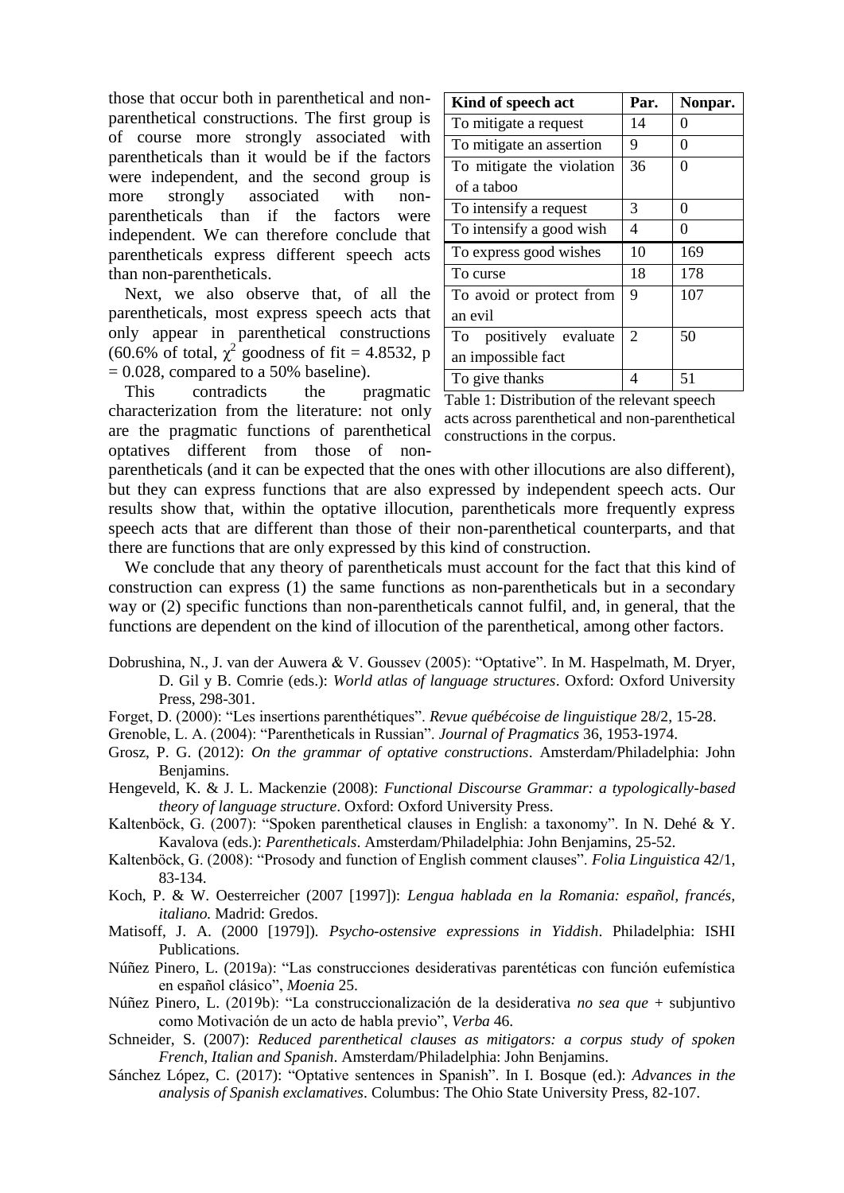those that occur both in parenthetical and non-parenthetical constructions. The first group is of course more strongly associated with parentheticals than it would be if the factors were independent, and the second group is more strongly associated with non-parentheticals than if the factors were independent. We can therefore conclude that parentheticals express different speech acts than non-parentheticals.

Next, we also observe that, of all the parentheticals, most express speech acts that only appear in parenthetical constructions (60.6% of total, $\chi^2$ goodness of fit = 4.8532, p = 0.028, compared to a 50% baseline).

| Kind of speech act | Par. | Nonpar. |
| --- | --- | --- |
| To mitigate a request | 14 | 0 |
| To mitigate an assertion | 9 | 0 |
| To mitigate the violation of a taboo | 36 | 0 |
| To intensify a request | 3 | 0 |
| To intensify a good wish | 4 | 0 |
| To express good wishes | 10 | 169 |
| To curse | 18 | 178 |
| To avoid or protect from an evil | 9 | 107 |
| To positively evaluate an impossible fact | 2 | 50 |
| To give thanks | 4 | 51 |

Table 1: Distribution of the relevant speech acts across parenthetical and non-parenthetical constructions in the corpus.

This contradicts the pragmatic characterization from the literature: not only are the pragmatic functions of parenthetical optatives different from those of non-parentheticals (and it can be expected that the ones with other illocutions are also different), but they can express functions that are also expressed by independent speech acts. Our results show that, within the optative illocution, parentheticals more frequently express speech acts that are different than those of their non-parenthetical counterparts, and that there are functions that are only expressed by this kind of construction.

We conclude that any theory of parentheticals must account for the fact that this kind of construction can express (1) the same functions as non-parentheticals but in a secondary way or (2) specific functions than non-parentheticals cannot fulfil, and, in general, that the functions are dependent on the kind of illocution of the parenthetical, among other factors.

Dobrushina, N., J. van der Auwera & V. Goussev (2005): "Optative". In M. Haspelmath, M. Dryer, D. Gil y B. Comrie (eds.): *World atlas of language structures*. Oxford: Oxford University Press, 298-301.

Forget, D. (2000): "Les insertions parenthétiques". *Revue québécoise de linguistique* 28/2, 15-28.

Grenoble, L. A. (2004): "Parentheticals in Russian". *Journal of Pragmatics* 36, 1953-1974.

Grosz, P. G. (2012): *On the grammar of optative constructions*. Amsterdam/Philadelphia: John Benjamins.

Hengeveld, K. & J. L. Mackenzie (2008): *Functional Discourse Grammar: a typologically-based theory of language structure*. Oxford: Oxford University Press.

Kaltenböck, G. (2007): "Spoken parenthetical clauses in English: a taxonomy". In N. Dehé & Y. Kavalova (eds.): *Parentheticals*. Amsterdam/Philadelphia: John Benjamins, 25-52.

Kaltenböck, G. (2008): "Prosody and function of English comment clauses". *Folia Linguistica* 42/1, 83-134.

Koch, P. & W. Oesterreicher (2007 [1997]): *Lengua hablada en la Romania: español, francés, italiano.* Madrid: Gredos.

Matisoff, J. A. (2000 [1979]). *Psycho-ostensive expressions in Yiddish*. Philadelphia: ISHI Publications.

Núñez Pinero, L. (2019a): "Las construcciones desiderativas parentéticas con función eufemística en español clásico", *Moenia* 25.

Núñez Pinero, L. (2019b): "La construccionalización de la desiderativa *no sea que* + subjuntivo como Motivación de un acto de habla previo", *Verba* 46.

Schneider, S. (2007): *Reduced parenthetical clauses as mitigators: a corpus study of spoken French, Italian and Spanish*. Amsterdam/Philadelphia: John Benjamins.

Sánchez López, C. (2017): "Optative sentences in Spanish". In I. Bosque (ed.): *Advances in the analysis of Spanish exclamatives*. Columbus: The Ohio State University Press, 82-107.